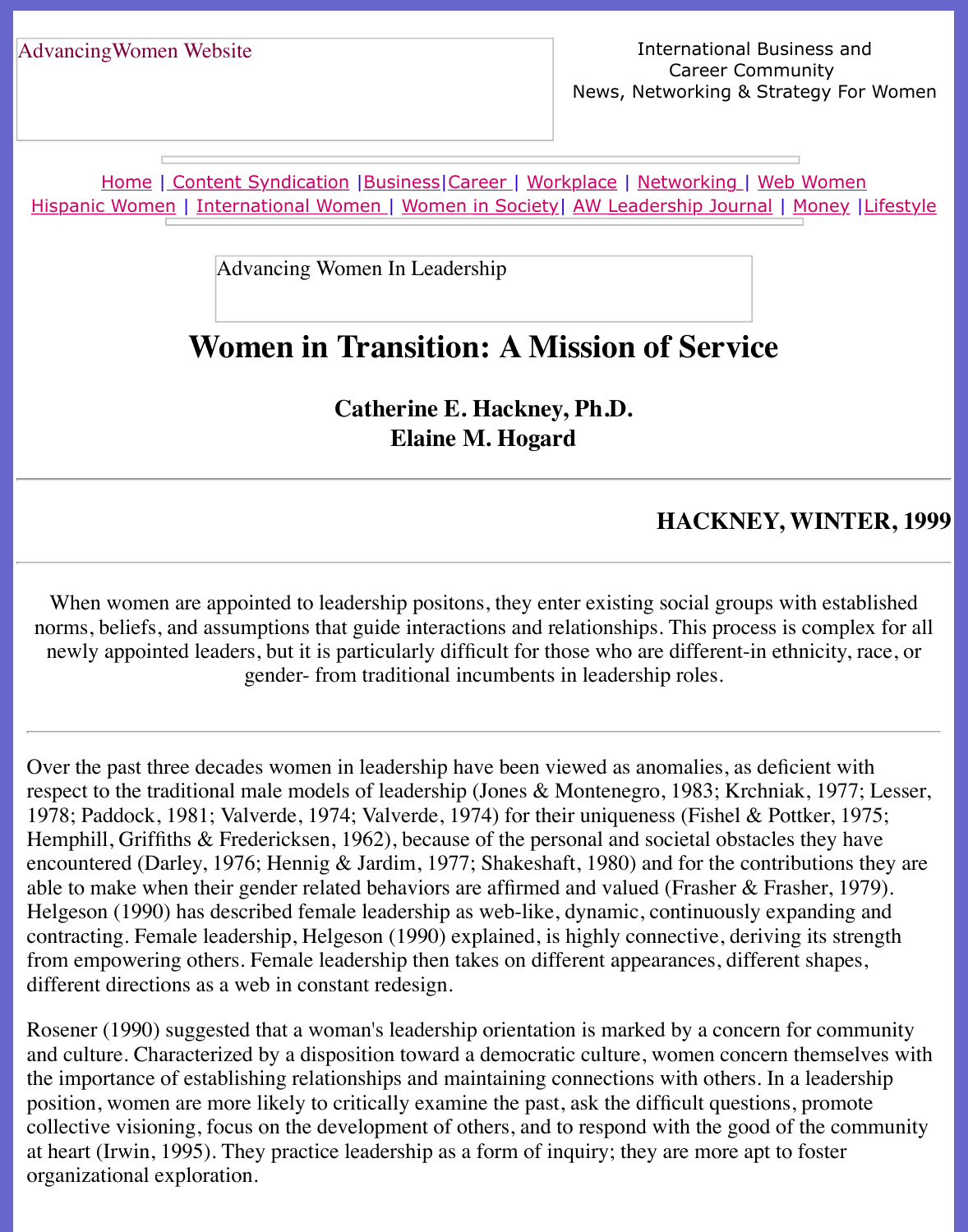AdvancingWomen Website

International Business and Career Community
News, Networking & Strategy For Women

Home | Content Syndication | Business | Career | Workplace | Networking | Web Women
Hispanic Women | International Women | Women in Society | AW Leadership Journal | Money | Lifestyle

Advancing Women In Leadership

# Women in Transition: A Mission of Service

**Catherine E. Hackney, Ph.D.**
**Elaine M. Hogard**

**HACKNEY, WINTER, 1999**

When women are appointed to leadership positons, they enter existing social groups with established norms, beliefs, and assumptions that guide interactions and relationships. This process is complex for all newly appointed leaders, but it is particularly difficult for those who are different-in ethnicity, race, or gender- from traditional incumbents in leadership roles.

---

Over the past three decades women in leadership have been viewed as anomalies, as deficient with respect to the traditional male models of leadership (Jones & Montenegro, 1983; Krchniak, 1977; Lesser, 1978; Paddock, 1981; Valverde, 1974; Valverde, 1974) for their uniqueness (Fishel & Pottker, 1975; Hemphill, Griffiths & Fredericksen, 1962), because of the personal and societal obstacles they have encountered (Darley, 1976; Hennig & Jardim, 1977; Shakeshaft, 1980) and for the contributions they are able to make when their gender related behaviors are affirmed and valued (Frasher & Frasher, 1979). Helgeson (1990) has described female leadership as web-like, dynamic, continuously expanding and contracting. Female leadership, Helgeson (1990) explained, is highly connective, deriving its strength from empowering others. Female leadership then takes on different appearances, different shapes, different directions as a web in constant redesign.

Rosener (1990) suggested that a woman's leadership orientation is marked by a concern for community and culture. Characterized by a disposition toward a democratic culture, women concern themselves with the importance of establishing relationships and maintaining connections with others. In a leadership position, women are more likely to critically examine the past, ask the difficult questions, promote collective visioning, focus on the development of others, and to respond with the good of the community at heart (Irwin, 1995). They practice leadership as a form of inquiry; they are more apt to foster organizational exploration.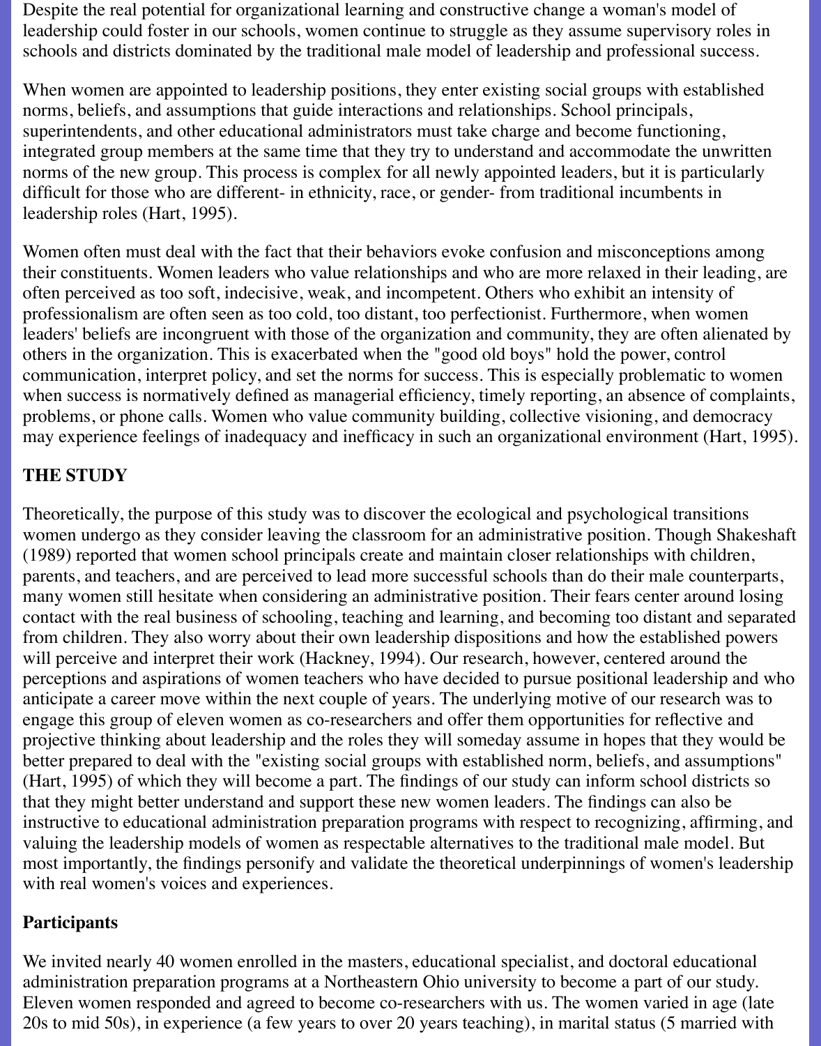Despite the real potential for organizational learning and constructive change a woman's model of leadership could foster in our schools, women continue to struggle as they assume supervisory roles in schools and districts dominated by the traditional male model of leadership and professional success.

When women are appointed to leadership positions, they enter existing social groups with established norms, beliefs, and assumptions that guide interactions and relationships. School principals, superintendents, and other educational administrators must take charge and become functioning, integrated group members at the same time that they try to understand and accommodate the unwritten norms of the new group. This process is complex for all newly appointed leaders, but it is particularly difficult for those who are different- in ethnicity, race, or gender- from traditional incumbents in leadership roles (Hart, 1995).

Women often must deal with the fact that their behaviors evoke confusion and misconceptions among their constituents. Women leaders who value relationships and who are more relaxed in their leading, are often perceived as too soft, indecisive, weak, and incompetent. Others who exhibit an intensity of professionalism are often seen as too cold, too distant, too perfectionist. Furthermore, when women leaders' beliefs are incongruent with those of the organization and community, they are often alienated by others in the organization. This is exacerbated when the "good old boys" hold the power, control communication, interpret policy, and set the norms for success. This is especially problematic to women when success is normatively defined as managerial efficiency, timely reporting, an absence of complaints, problems, or phone calls. Women who value community building, collective visioning, and democracy may experience feelings of inadequacy and inefficacy in such an organizational environment (Hart, 1995).

## THE STUDY

Theoretically, the purpose of this study was to discover the ecological and psychological transitions women undergo as they consider leaving the classroom for an administrative position. Though Shakeshaft (1989) reported that women school principals create and maintain closer relationships with children, parents, and teachers, and are perceived to lead more successful schools than do their male counterparts, many women still hesitate when considering an administrative position. Their fears center around losing contact with the real business of schooling, teaching and learning, and becoming too distant and separated from children. They also worry about their own leadership dispositions and how the established powers will perceive and interpret their work (Hackney, 1994). Our research, however, centered around the perceptions and aspirations of women teachers who have decided to pursue positional leadership and who anticipate a career move within the next couple of years. The underlying motive of our research was to engage this group of eleven women as co-researchers and offer them opportunities for reflective and projective thinking about leadership and the roles they will someday assume in hopes that they would be better prepared to deal with the "existing social groups with established norm, beliefs, and assumptions" (Hart, 1995) of which they will become a part. The findings of our study can inform school districts so that they might better understand and support these new women leaders. The findings can also be instructive to educational administration preparation programs with respect to recognizing, affirming, and valuing the leadership models of women as respectable alternatives to the traditional male model. But most importantly, the findings personify and validate the theoretical underpinnings of women's leadership with real women's voices and experiences.

### Participants

We invited nearly 40 women enrolled in the masters, educational specialist, and doctoral educational administration preparation programs at a Northeastern Ohio university to become a part of our study. Eleven women responded and agreed to become co-researchers with us. The women varied in age (late 20s to mid 50s), in experience (a few years to over 20 years teaching), in marital status (5 married with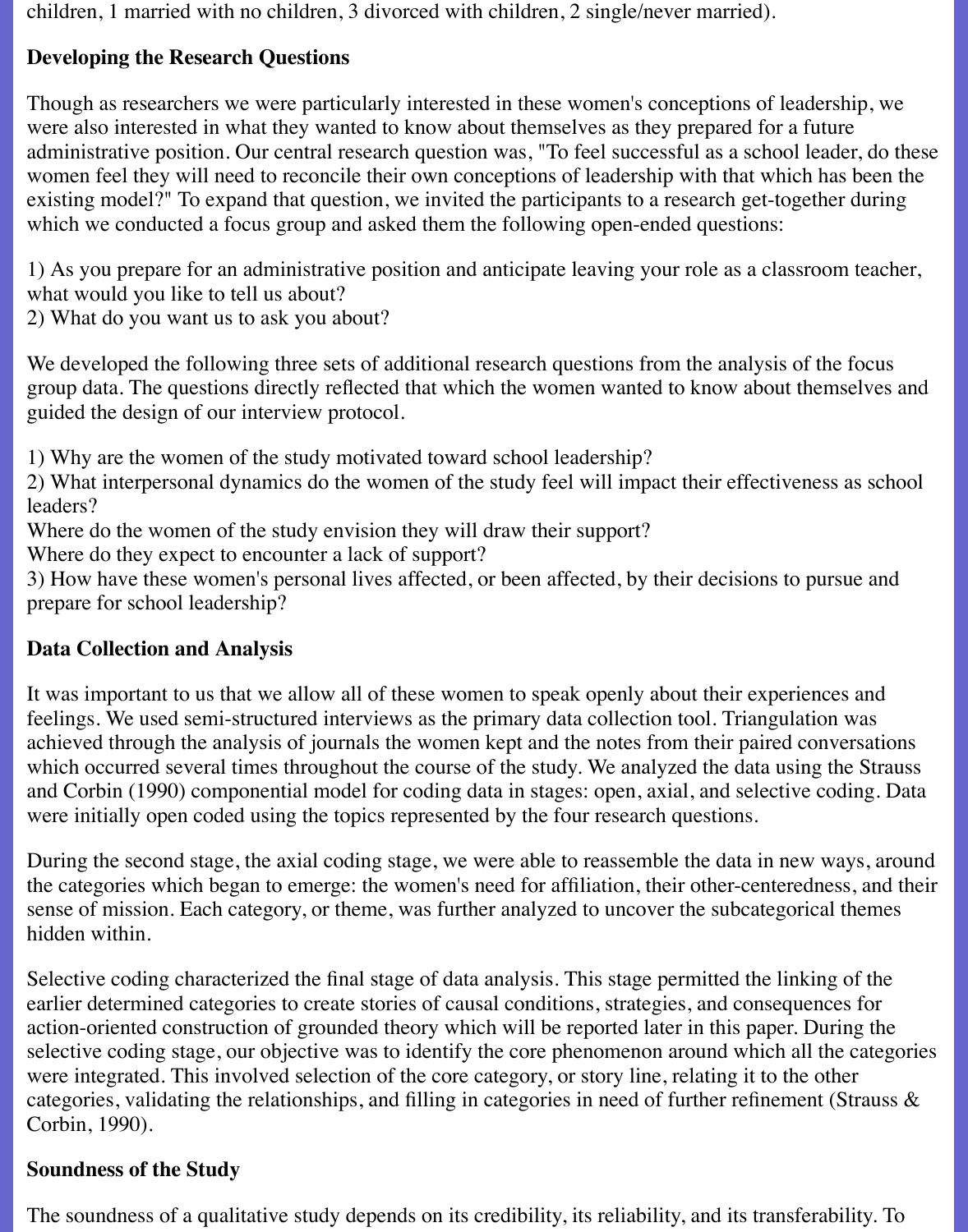children, 1 married with no children, 3 divorced with children, 2 single/never married).

**Developing the Research Questions**

Though as researchers we were particularly interested in these women's conceptions of leadership, we were also interested in what they wanted to know about themselves as they prepared for a future administrative position. Our central research question was, "To feel successful as a school leader, do these women feel they will need to reconcile their own conceptions of leadership with that which has been the existing model?" To expand that question, we invited the participants to a research get-together during which we conducted a focus group and asked them the following open-ended questions:

1) As you prepare for an administrative position and anticipate leaving your role as a classroom teacher, what would you like to tell us about?
2) What do you want us to ask you about?

We developed the following three sets of additional research questions from the analysis of the focus group data. The questions directly reflected that which the women wanted to know about themselves and guided the design of our interview protocol.

1) Why are the women of the study motivated toward school leadership?
2) What interpersonal dynamics do the women of the study feel will impact their effectiveness as school leaders?
Where do the women of the study envision they will draw their support?
Where do they expect to encounter a lack of support?
3) How have these women's personal lives affected, or been affected, by their decisions to pursue and prepare for school leadership?

**Data Collection and Analysis**

It was important to us that we allow all of these women to speak openly about their experiences and feelings. We used semi-structured interviews as the primary data collection tool. Triangulation was achieved through the analysis of journals the women kept and the notes from their paired conversations which occurred several times throughout the course of the study. We analyzed the data using the Strauss and Corbin (1990) componential model for coding data in stages: open, axial, and selective coding. Data were initially open coded using the topics represented by the four research questions.

During the second stage, the axial coding stage, we were able to reassemble the data in new ways, around the categories which began to emerge: the women's need for affiliation, their other-centeredness, and their sense of mission. Each category, or theme, was further analyzed to uncover the subcategorical themes hidden within.

Selective coding characterized the final stage of data analysis. This stage permitted the linking of the earlier determined categories to create stories of causal conditions, strategies, and consequences for action-oriented construction of grounded theory which will be reported later in this paper. During the selective coding stage, our objective was to identify the core phenomenon around which all the categories were integrated. This involved selection of the core category, or story line, relating it to the other categories, validating the relationships, and filling in categories in need of further refinement (Strauss & Corbin, 1990).

**Soundness of the Study**

The soundness of a qualitative study depends on its credibility, its reliability, and its transferability. To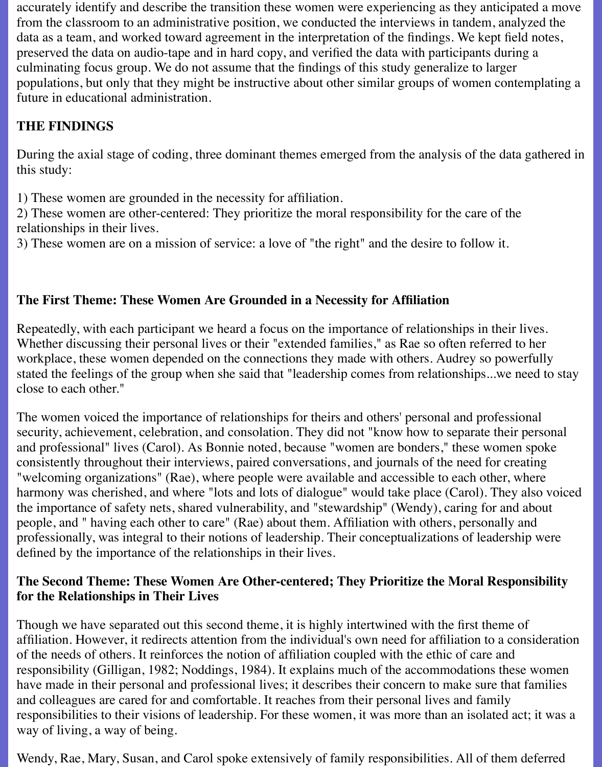accurately identify and describe the transition these women were experiencing as they anticipated a move from the classroom to an administrative position, we conducted the interviews in tandem, analyzed the data as a team, and worked toward agreement in the interpretation of the findings. We kept field notes, preserved the data on audio-tape and in hard copy, and verified the data with participants during a culminating focus group. We do not assume that the findings of this study generalize to larger populations, but only that they might be instructive about other similar groups of women contemplating a future in educational administration.

## THE FINDINGS

During the axial stage of coding, three dominant themes emerged from the analysis of the data gathered in this study:

1) These women are grounded in the necessity for affiliation.
2) These women are other-centered: They prioritize the moral responsibility for the care of the relationships in their lives.
3) These women are on a mission of service: a love of "the right" and the desire to follow it.

### The First Theme: These Women Are Grounded in a Necessity for Affiliation

Repeatedly, with each participant we heard a focus on the importance of relationships in their lives. Whether discussing their personal lives or their "extended families," as Rae so often referred to her workplace, these women depended on the connections they made with others. Audrey so powerfully stated the feelings of the group when she said that "leadership comes from relationships...we need to stay close to each other."

The women voiced the importance of relationships for theirs and others' personal and professional security, achievement, celebration, and consolation. They did not "know how to separate their personal and professional" lives (Carol). As Bonnie noted, because "women are bonders," these women spoke consistently throughout their interviews, paired conversations, and journals of the need for creating "welcoming organizations" (Rae), where people were available and accessible to each other, where harmony was cherished, and where "lots and lots of dialogue" would take place (Carol). They also voiced the importance of safety nets, shared vulnerability, and "stewardship" (Wendy), caring for and about people, and " having each other to care" (Rae) about them. Affiliation with others, personally and professionally, was integral to their notions of leadership. Their conceptualizations of leadership were defined by the importance of the relationships in their lives.

### The Second Theme: These Women Are Other-centered; They Prioritize the Moral Responsibility for the Relationships in Their Lives

Though we have separated out this second theme, it is highly intertwined with the first theme of affiliation. However, it redirects attention from the individual's own need for affiliation to a consideration of the needs of others. It reinforces the notion of affiliation coupled with the ethic of care and responsibility (Gilligan, 1982; Noddings, 1984). It explains much of the accommodations these women have made in their personal and professional lives; it describes their concern to make sure that families and colleagues are cared for and comfortable. It reaches from their personal lives and family responsibilities to their visions of leadership. For these women, it was more than an isolated act; it was a way of living, a way of being.

Wendy, Rae, Mary, Susan, and Carol spoke extensively of family responsibilities. All of them deferred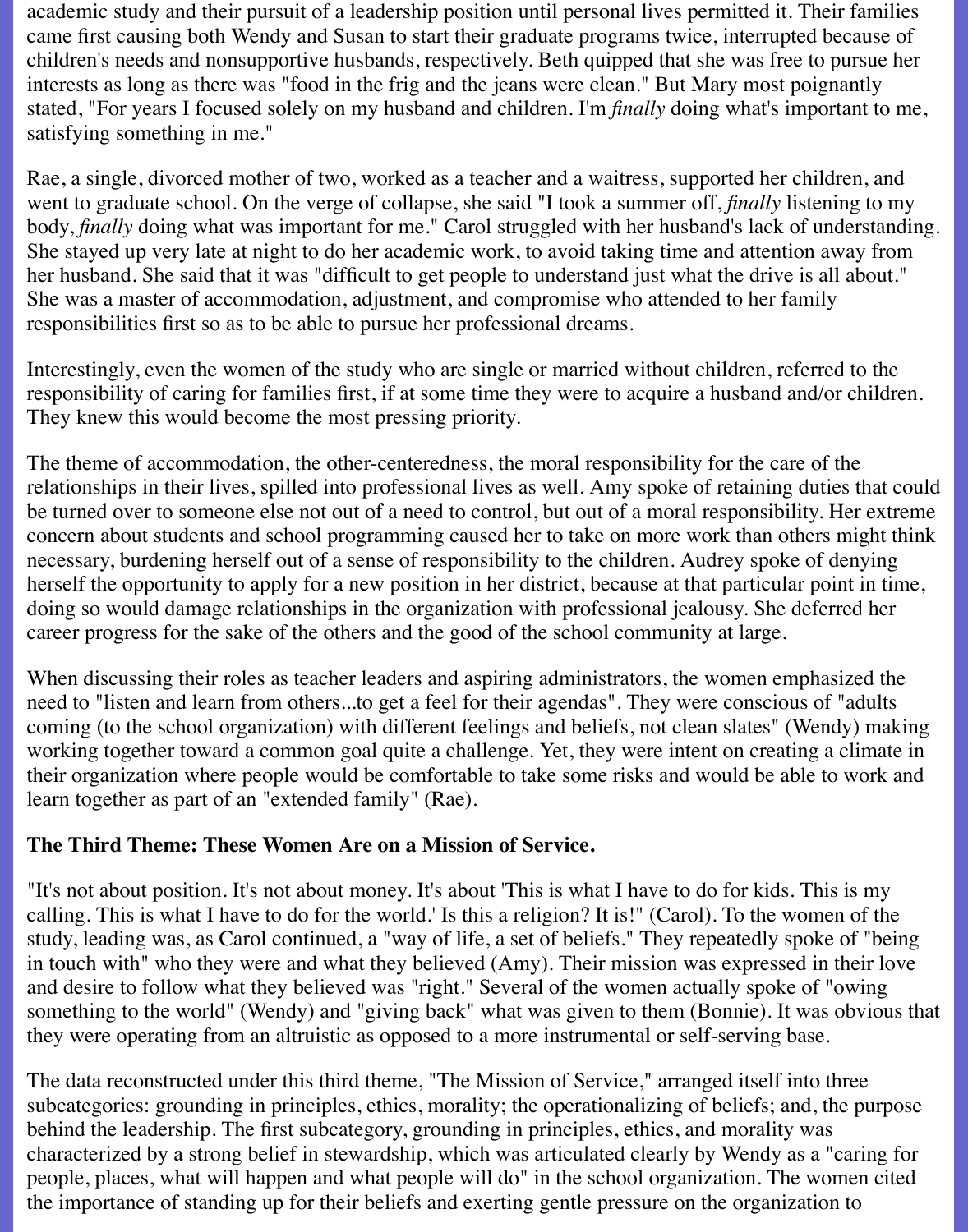academic study and their pursuit of a leadership position until personal lives permitted it. Their families came first causing both Wendy and Susan to start their graduate programs twice, interrupted because of children's needs and nonsupportive husbands, respectively. Beth quipped that she was free to pursue her interests as long as there was "food in the frig and the jeans were clean." But Mary most poignantly stated, "For years I focused solely on my husband and children. I'm *finally* doing what's important to me, satisfying something in me."

Rae, a single, divorced mother of two, worked as a teacher and a waitress, supported her children, and went to graduate school. On the verge of collapse, she said "I took a summer off, *finally* listening to my body, *finally* doing what was important for me." Carol struggled with her husband's lack of understanding. She stayed up very late at night to do her academic work, to avoid taking time and attention away from her husband. She said that it was "difficult to get people to understand just what the drive is all about." She was a master of accommodation, adjustment, and compromise who attended to her family responsibilities first so as to be able to pursue her professional dreams.

Interestingly, even the women of the study who are single or married without children, referred to the responsibility of caring for families first, if at some time they were to acquire a husband and/or children. They knew this would become the most pressing priority.

The theme of accommodation, the other-centeredness, the moral responsibility for the care of the relationships in their lives, spilled into professional lives as well. Amy spoke of retaining duties that could be turned over to someone else not out of a need to control, but out of a moral responsibility. Her extreme concern about students and school programming caused her to take on more work than others might think necessary, burdening herself out of a sense of responsibility to the children. Audrey spoke of denying herself the opportunity to apply for a new position in her district, because at that particular point in time, doing so would damage relationships in the organization with professional jealousy. She deferred her career progress for the sake of the others and the good of the school community at large.

When discussing their roles as teacher leaders and aspiring administrators, the women emphasized the need to "listen and learn from others...to get a feel for their agendas". They were conscious of "adults coming (to the school organization) with different feelings and beliefs, not clean slates" (Wendy) making working together toward a common goal quite a challenge. Yet, they were intent on creating a climate in their organization where people would be comfortable to take some risks and would be able to work and learn together as part of an "extended family" (Rae).

**The Third Theme: These Women Are on a Mission of Service.**

"It's not about position. It's not about money. It's about 'This is what I have to do for kids. This is my calling. This is what I have to do for the world.' Is this a religion? It is!" (Carol). To the women of the study, leading was, as Carol continued, a "way of life, a set of beliefs." They repeatedly spoke of "being in touch with" who they were and what they believed (Amy). Their mission was expressed in their love and desire to follow what they believed was "right." Several of the women actually spoke of "owing something to the world" (Wendy) and "giving back" what was given to them (Bonnie). It was obvious that they were operating from an altruistic as opposed to a more instrumental or self-serving base.

The data reconstructed under this third theme, "The Mission of Service," arranged itself into three subcategories: grounding in principles, ethics, morality; the operationalizing of beliefs; and, the purpose behind the leadership. The first subcategory, grounding in principles, ethics, and morality was characterized by a strong belief in stewardship, which was articulated clearly by Wendy as a "caring for people, places, what will happen and what people will do" in the school organization. The women cited the importance of standing up for their beliefs and exerting gentle pressure on the organization to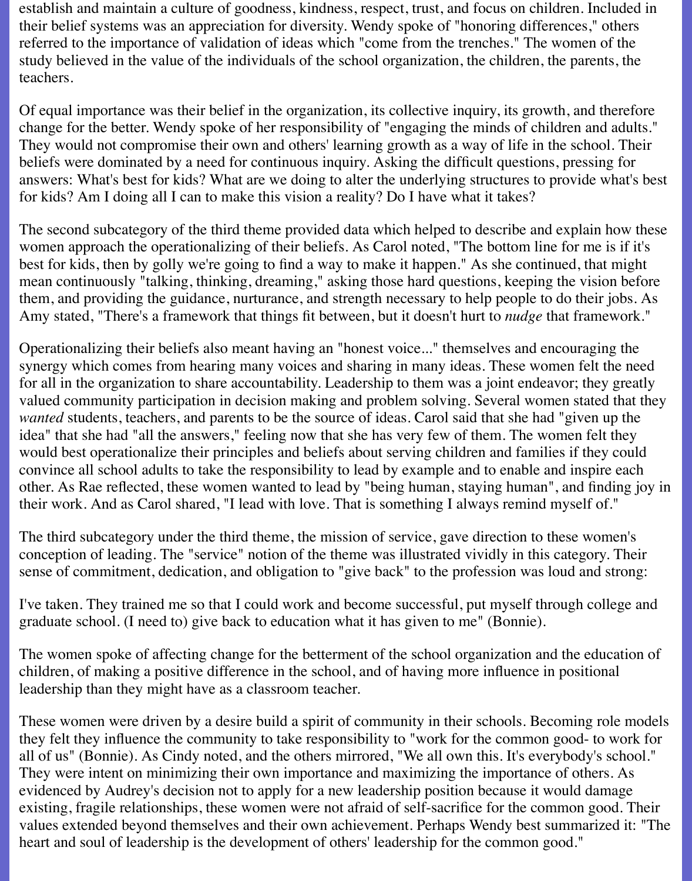establish and maintain a culture of goodness, kindness, respect, trust, and focus on children. Included in their belief systems was an appreciation for diversity. Wendy spoke of "honoring differences," others referred to the importance of validation of ideas which "come from the trenches." The women of the study believed in the value of the individuals of the school organization, the children, the parents, the teachers.

Of equal importance was their belief in the organization, its collective inquiry, its growth, and therefore change for the better. Wendy spoke of her responsibility of "engaging the minds of children and adults." They would not compromise their own and others' learning growth as a way of life in the school. Their beliefs were dominated by a need for continuous inquiry. Asking the difficult questions, pressing for answers: What's best for kids? What are we doing to alter the underlying structures to provide what's best for kids? Am I doing all I can to make this vision a reality? Do I have what it takes?

The second subcategory of the third theme provided data which helped to describe and explain how these women approach the operationalizing of their beliefs. As Carol noted, "The bottom line for me is if it's best for kids, then by golly we're going to find a way to make it happen." As she continued, that might mean continuously "talking, thinking, dreaming," asking those hard questions, keeping the vision before them, and providing the guidance, nurturance, and strength necessary to help people to do their jobs. As Amy stated, "There's a framework that things fit between, but it doesn't hurt to *nudge* that framework."

Operationalizing their beliefs also meant having an "honest voice..." themselves and encouraging the synergy which comes from hearing many voices and sharing in many ideas. These women felt the need for all in the organization to share accountability. Leadership to them was a joint endeavor; they greatly valued community participation in decision making and problem solving. Several women stated that they *wanted* students, teachers, and parents to be the source of ideas. Carol said that she had "given up the idea" that she had "all the answers," feeling now that she has very few of them. The women felt they would best operationalize their principles and beliefs about serving children and families if they could convince all school adults to take the responsibility to lead by example and to enable and inspire each other. As Rae reflected, these women wanted to lead by "being human, staying human", and finding joy in their work. And as Carol shared, "I lead with love. That is something I always remind myself of."

The third subcategory under the third theme, the mission of service, gave direction to these women's conception of leading. The "service" notion of the theme was illustrated vividly in this category. Their sense of commitment, dedication, and obligation to "give back" to the profession was loud and strong:

I've taken. They trained me so that I could work and become successful, put myself through college and graduate school. (I need to) give back to education what it has given to me" (Bonnie).

The women spoke of affecting change for the betterment of the school organization and the education of children, of making a positive difference in the school, and of having more influence in positional leadership than they might have as a classroom teacher.

These women were driven by a desire build a spirit of community in their schools. Becoming role models they felt they influence the community to take responsibility to "work for the common good- to work for all of us" (Bonnie). As Cindy noted, and the others mirrored, "We all own this. It's everybody's school." They were intent on minimizing their own importance and maximizing the importance of others. As evidenced by Audrey's decision not to apply for a new leadership position because it would damage existing, fragile relationships, these women were not afraid of self-sacrifice for the common good. Their values extended beyond themselves and their own achievement. Perhaps Wendy best summarized it: "The heart and soul of leadership is the development of others' leadership for the common good."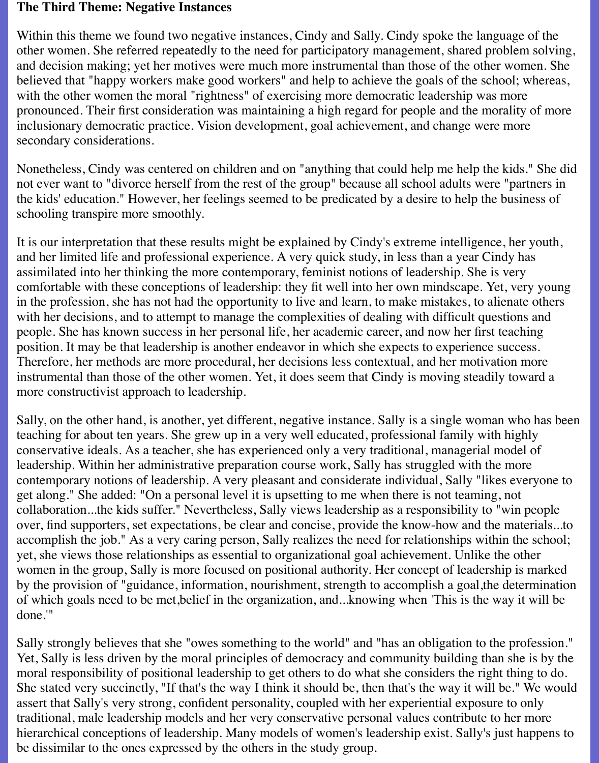**The Third Theme: Negative Instances**

Within this theme we found two negative instances, Cindy and Sally. Cindy spoke the language of the other women. She referred repeatedly to the need for participatory management, shared problem solving, and decision making; yet her motives were much more instrumental than those of the other women. She believed that "happy workers make good workers" and help to achieve the goals of the school; whereas, with the other women the moral "rightness" of exercising more democratic leadership was more pronounced. Their first consideration was maintaining a high regard for people and the morality of more inclusionary democratic practice. Vision development, goal achievement, and change were more secondary considerations.

Nonetheless, Cindy was centered on children and on "anything that could help me help the kids." She did not ever want to "divorce herself from the rest of the group" because all school adults were "partners in the kids' education." However, her feelings seemed to be predicated by a desire to help the business of schooling transpire more smoothly.

It is our interpretation that these results might be explained by Cindy's extreme intelligence, her youth, and her limited life and professional experience. A very quick study, in less than a year Cindy has assimilated into her thinking the more contemporary, feminist notions of leadership. She is very comfortable with these conceptions of leadership: they fit well into her own mindscape. Yet, very young in the profession, she has not had the opportunity to live and learn, to make mistakes, to alienate others with her decisions, and to attempt to manage the complexities of dealing with difficult questions and people. She has known success in her personal life, her academic career, and now her first teaching position. It may be that leadership is another endeavor in which she expects to experience success. Therefore, her methods are more procedural, her decisions less contextual, and her motivation more instrumental than those of the other women. Yet, it does seem that Cindy is moving steadily toward a more constructivist approach to leadership.

Sally, on the other hand, is another, yet different, negative instance. Sally is a single woman who has been teaching for about ten years. She grew up in a very well educated, professional family with highly conservative ideals. As a teacher, she has experienced only a very traditional, managerial model of leadership. Within her administrative preparation course work, Sally has struggled with the more contemporary notions of leadership. A very pleasant and considerate individual, Sally "likes everyone to get along." She added: "On a personal level it is upsetting to me when there is not teaming, not collaboration...the kids suffer." Nevertheless, Sally views leadership as a responsibility to "win people over, find supporters, set expectations, be clear and concise, provide the know-how and the materials...to accomplish the job." As a very caring person, Sally realizes the need for relationships within the school; yet, she views those relationships as essential to organizational goal achievement. Unlike the other women in the group, Sally is more focused on positional authority. Her concept of leadership is marked by the provision of "guidance, information, nourishment, strength to accomplish a goal,the determination of which goals need to be met,belief in the organization, and...knowing when 'This is the way it will be done.'"

Sally strongly believes that she "owes something to the world" and "has an obligation to the profession." Yet, Sally is less driven by the moral principles of democracy and community building than she is by the moral responsibility of positional leadership to get others to do what she considers the right thing to do. She stated very succinctly, "If that's the way I think it should be, then that's the way it will be." We would assert that Sally's very strong, confident personality, coupled with her experiential exposure to only traditional, male leadership models and her very conservative personal values contribute to her more hierarchical conceptions of leadership. Many models of women's leadership exist. Sally's just happens to be dissimilar to the ones expressed by the others in the study group.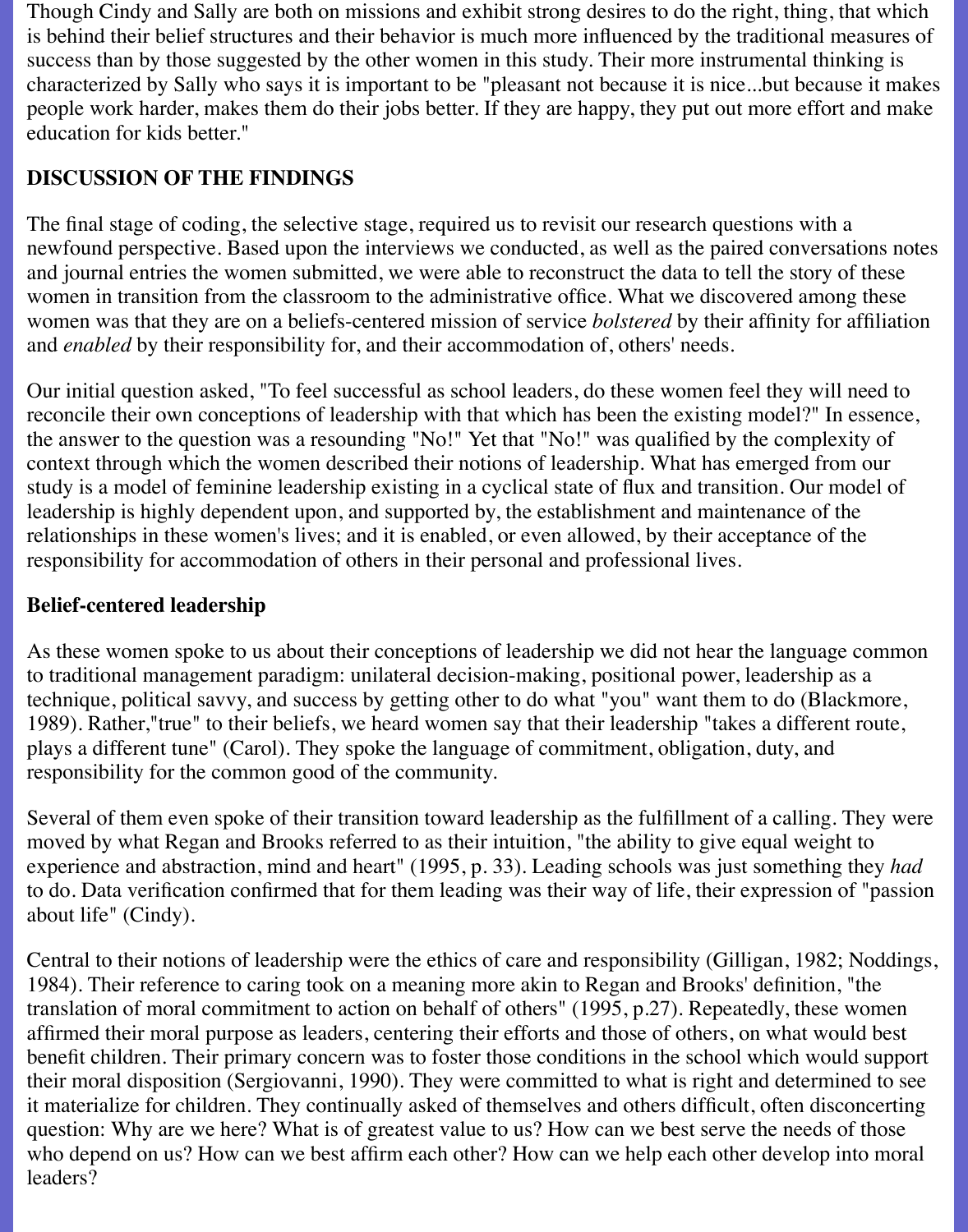Though Cindy and Sally are both on missions and exhibit strong desires to do the right, thing, that which is behind their belief structures and their behavior is much more influenced by the traditional measures of success than by those suggested by the other women in this study. Their more instrumental thinking is characterized by Sally who says it is important to be "pleasant not because it is nice...but because it makes people work harder, makes them do their jobs better. If they are happy, they put out more effort and make education for kids better."

## DISCUSSION OF THE FINDINGS

The final stage of coding, the selective stage, required us to revisit our research questions with a newfound perspective. Based upon the interviews we conducted, as well as the paired conversations notes and journal entries the women submitted, we were able to reconstruct the data to tell the story of these women in transition from the classroom to the administrative office. What we discovered among these women was that they are on a beliefs-centered mission of service *bolstered* by their affinity for affiliation and *enabled* by their responsibility for, and their accommodation of, others' needs.

Our initial question asked, "To feel successful as school leaders, do these women feel they will need to reconcile their own conceptions of leadership with that which has been the existing model?" In essence, the answer to the question was a resounding "No!" Yet that "No!" was qualified by the complexity of context through which the women described their notions of leadership. What has emerged from our study is a model of feminine leadership existing in a cyclical state of flux and transition. Our model of leadership is highly dependent upon, and supported by, the establishment and maintenance of the relationships in these women's lives; and it is enabled, or even allowed, by their acceptance of the responsibility for accommodation of others in their personal and professional lives.

### Belief-centered leadership

As these women spoke to us about their conceptions of leadership we did not hear the language common to traditional management paradigm: unilateral decision-making, positional power, leadership as a technique, political savvy, and success by getting other to do what "you" want them to do (Blackmore, 1989). Rather,"true" to their beliefs, we heard women say that their leadership "takes a different route, plays a different tune" (Carol). They spoke the language of commitment, obligation, duty, and responsibility for the common good of the community.

Several of them even spoke of their transition toward leadership as the fulfillment of a calling. They were moved by what Regan and Brooks referred to as their intuition, "the ability to give equal weight to experience and abstraction, mind and heart" (1995, p. 33). Leading schools was just something they *had* to do. Data verification confirmed that for them leading was their way of life, their expression of "passion about life" (Cindy).

Central to their notions of leadership were the ethics of care and responsibility (Gilligan, 1982; Noddings, 1984). Their reference to caring took on a meaning more akin to Regan and Brooks' definition, "the translation of moral commitment to action on behalf of others" (1995, p.27). Repeatedly, these women affirmed their moral purpose as leaders, centering their efforts and those of others, on what would best benefit children. Their primary concern was to foster those conditions in the school which would support their moral disposition (Sergiovanni, 1990). They were committed to what is right and determined to see it materialize for children. They continually asked of themselves and others difficult, often disconcerting question: Why are we here? What is of greatest value to us? How can we best serve the needs of those who depend on us? How can we best affirm each other? How can we help each other develop into moral leaders?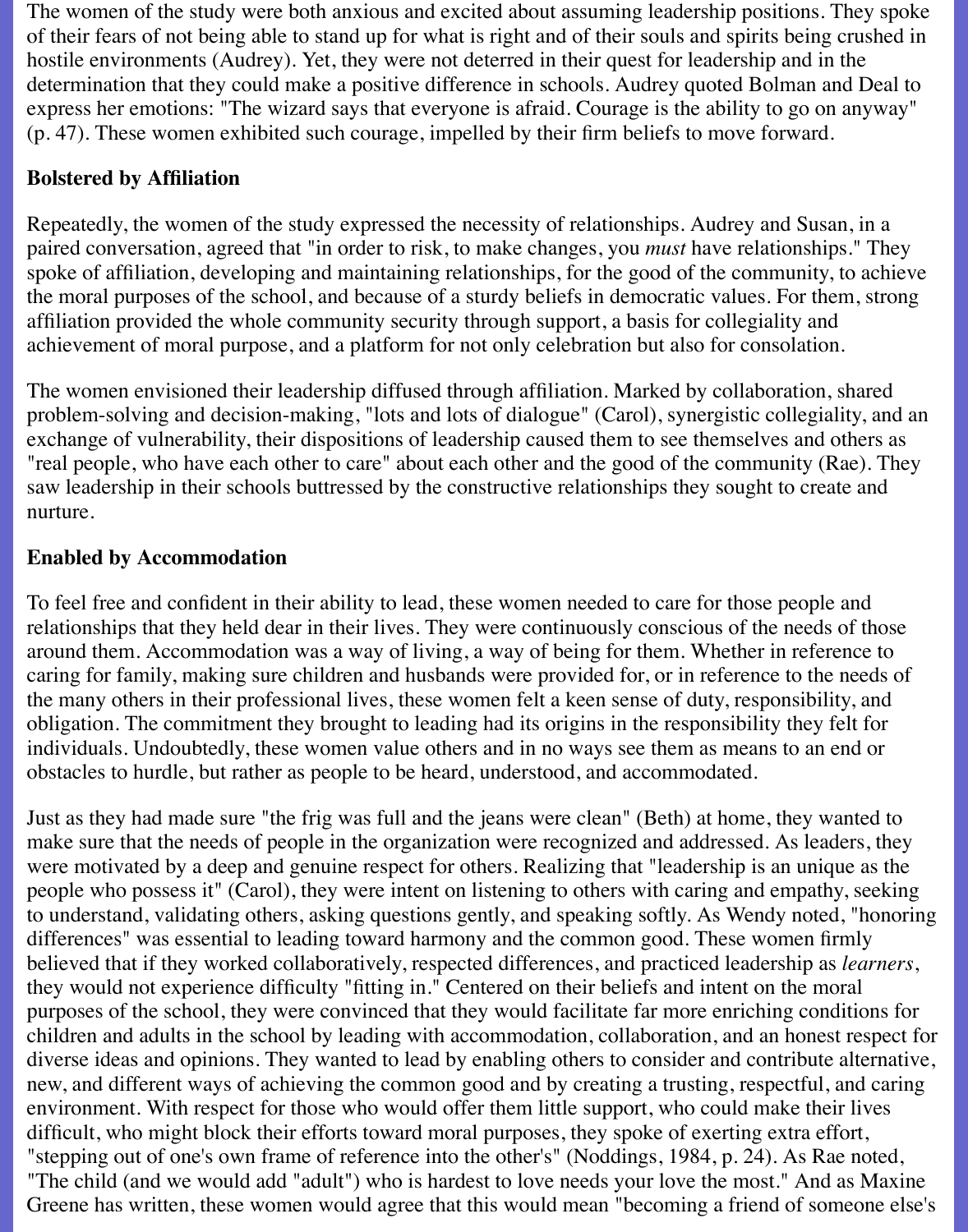The women of the study were both anxious and excited about assuming leadership positions. They spoke of their fears of not being able to stand up for what is right and of their souls and spirits being crushed in hostile environments (Audrey). Yet, they were not deterred in their quest for leadership and in the determination that they could make a positive difference in schools. Audrey quoted Bolman and Deal to express her emotions: "The wizard says that everyone is afraid. Courage is the ability to go on anyway" (p. 47). These women exhibited such courage, impelled by their firm beliefs to move forward.

**Bolstered by Affiliation**

Repeatedly, the women of the study expressed the necessity of relationships. Audrey and Susan, in a paired conversation, agreed that "in order to risk, to make changes, you *must* have relationships." They spoke of affiliation, developing and maintaining relationships, for the good of the community, to achieve the moral purposes of the school, and because of a sturdy beliefs in democratic values. For them, strong affiliation provided the whole community security through support, a basis for collegiality and achievement of moral purpose, and a platform for not only celebration but also for consolation.

The women envisioned their leadership diffused through affiliation. Marked by collaboration, shared problem-solving and decision-making, "lots and lots of dialogue" (Carol), synergistic collegiality, and an exchange of vulnerability, their dispositions of leadership caused them to see themselves and others as "real people, who have each other to care" about each other and the good of the community (Rae). They saw leadership in their schools buttressed by the constructive relationships they sought to create and nurture.

**Enabled by Accommodation**

To feel free and confident in their ability to lead, these women needed to care for those people and relationships that they held dear in their lives. They were continuously conscious of the needs of those around them. Accommodation was a way of living, a way of being for them. Whether in reference to caring for family, making sure children and husbands were provided for, or in reference to the needs of the many others in their professional lives, these women felt a keen sense of duty, responsibility, and obligation. The commitment they brought to leading had its origins in the responsibility they felt for individuals. Undoubtedly, these women value others and in no ways see them as means to an end or obstacles to hurdle, but rather as people to be heard, understood, and accommodated.

Just as they had made sure "the frig was full and the jeans were clean" (Beth) at home, they wanted to make sure that the needs of people in the organization were recognized and addressed. As leaders, they were motivated by a deep and genuine respect for others. Realizing that "leadership is an unique as the people who possess it" (Carol), they were intent on listening to others with caring and empathy, seeking to understand, validating others, asking questions gently, and speaking softly. As Wendy noted, "honoring differences" was essential to leading toward harmony and the common good. These women firmly believed that if they worked collaboratively, respected differences, and practiced leadership as *learners*, they would not experience difficulty "fitting in." Centered on their beliefs and intent on the moral purposes of the school, they were convinced that they would facilitate far more enriching conditions for children and adults in the school by leading with accommodation, collaboration, and an honest respect for diverse ideas and opinions. They wanted to lead by enabling others to consider and contribute alternative, new, and different ways of achieving the common good and by creating a trusting, respectful, and caring environment. With respect for those who would offer them little support, who could make their lives difficult, who might block their efforts toward moral purposes, they spoke of exerting extra effort, "stepping out of one's own frame of reference into the other's" (Noddings, 1984, p. 24). As Rae noted, "The child (and we would add "adult") who is hardest to love needs your love the most." And as Maxine Greene has written, these women would agree that this would mean "becoming a friend of someone else's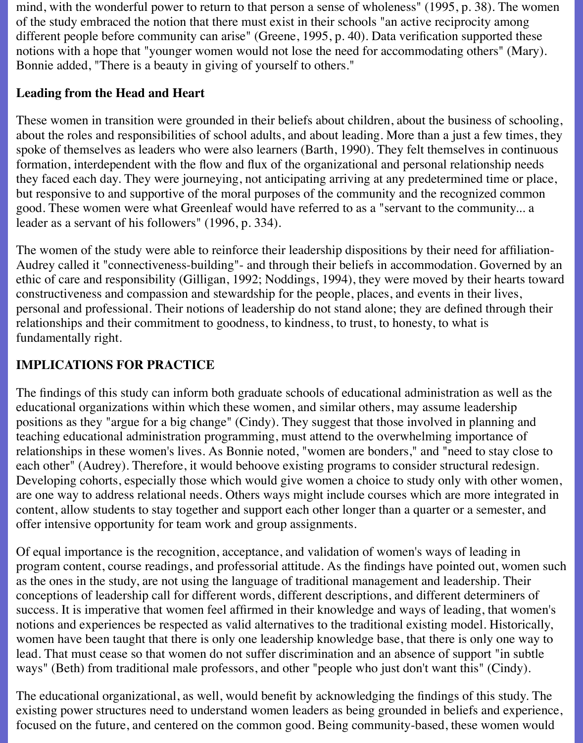mind, with the wonderful power to return to that person a sense of wholeness" (1995, p. 38). The women of the study embraced the notion that there must exist in their schools "an active reciprocity among different people before community can arise" (Greene, 1995, p. 40). Data verification supported these notions with a hope that "younger women would not lose the need for accommodating others" (Mary). Bonnie added, "There is a beauty in giving of yourself to others."

**Leading from the Head and Heart**

These women in transition were grounded in their beliefs about children, about the business of schooling, about the roles and responsibilities of school adults, and about leading. More than a just a few times, they spoke of themselves as leaders who were also learners (Barth, 1990). They felt themselves in continuous formation, interdependent with the flow and flux of the organizational and personal relationship needs they faced each day. They were journeying, not anticipating arriving at any predetermined time or place, but responsive to and supportive of the moral purposes of the community and the recognized common good. These women were what Greenleaf would have referred to as a "servant to the community... a leader as a servant of his followers" (1996, p. 334).

The women of the study were able to reinforce their leadership dispositions by their need for affiliation- Audrey called it "connectiveness-building"- and through their beliefs in accommodation. Governed by an ethic of care and responsibility (Gilligan, 1992; Noddings, 1994), they were moved by their hearts toward constructiveness and compassion and stewardship for the people, places, and events in their lives, personal and professional. Their notions of leadership do not stand alone; they are defined through their relationships and their commitment to goodness, to kindness, to trust, to honesty, to what is fundamentally right.

**IMPLICATIONS FOR PRACTICE**

The findings of this study can inform both graduate schools of educational administration as well as the educational organizations within which these women, and similar others, may assume leadership positions as they "argue for a big change" (Cindy). They suggest that those involved in planning and teaching educational administration programming, must attend to the overwhelming importance of relationships in these women's lives. As Bonnie noted, "women are bonders," and "need to stay close to each other" (Audrey). Therefore, it would behoove existing programs to consider structural redesign. Developing cohorts, especially those which would give women a choice to study only with other women, are one way to address relational needs. Others ways might include courses which are more integrated in content, allow students to stay together and support each other longer than a quarter or a semester, and offer intensive opportunity for team work and group assignments.

Of equal importance is the recognition, acceptance, and validation of women's ways of leading in program content, course readings, and professorial attitude. As the findings have pointed out, women such as the ones in the study, are not using the language of traditional management and leadership. Their conceptions of leadership call for different words, different descriptions, and different determiners of success. It is imperative that women feel affirmed in their knowledge and ways of leading, that women's notions and experiences be respected as valid alternatives to the traditional existing model. Historically, women have been taught that there is only one leadership knowledge base, that there is only one way to lead. That must cease so that women do not suffer discrimination and an absence of support "in subtle ways" (Beth) from traditional male professors, and other "people who just don't want this" (Cindy).

The educational organizational, as well, would benefit by acknowledging the findings of this study. The existing power structures need to understand women leaders as being grounded in beliefs and experience, focused on the future, and centered on the common good. Being community-based, these women would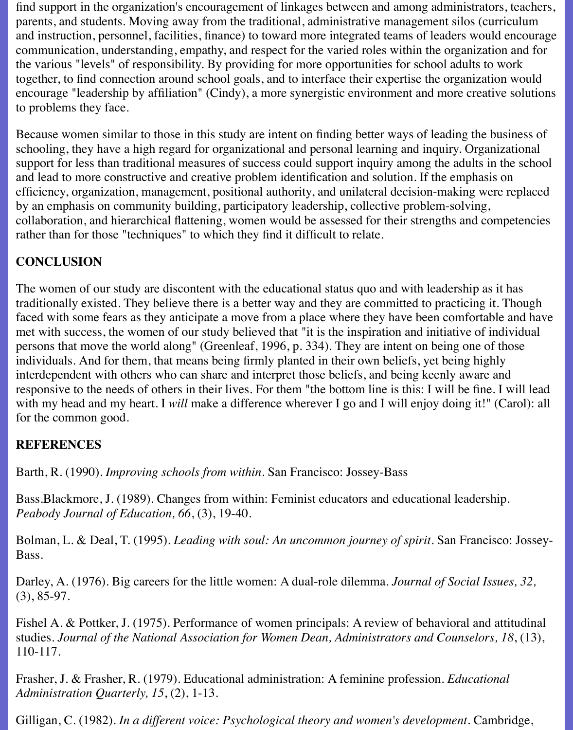find support in the organization's encouragement of linkages between and among administrators, teachers, parents, and students. Moving away from the traditional, administrative management silos (curriculum and instruction, personnel, facilities, finance) to toward more integrated teams of leaders would encourage communication, understanding, empathy, and respect for the varied roles within the organization and for the various "levels" of responsibility. By providing for more opportunities for school adults to work together, to find connection around school goals, and to interface their expertise the organization would encourage "leadership by affiliation" (Cindy), a more synergistic environment and more creative solutions to problems they face.

Because women similar to those in this study are intent on finding better ways of leading the business of schooling, they have a high regard for organizational and personal learning and inquiry. Organizational support for less than traditional measures of success could support inquiry among the adults in the school and lead to more constructive and creative problem identification and solution. If the emphasis on efficiency, organization, management, positional authority, and unilateral decision-making were replaced by an emphasis on community building, participatory leadership, collective problem-solving, collaboration, and hierarchical flattening, women would be assessed for their strengths and competencies rather than for those "techniques" to which they find it difficult to relate.

## CONCLUSION

The women of our study are discontent with the educational status quo and with leadership as it has traditionally existed. They believe there is a better way and they are committed to practicing it. Though faced with some fears as they anticipate a move from a place where they have been comfortable and have met with success, the women of our study believed that "it is the inspiration and initiative of individual persons that move the world along" (Greenleaf, 1996, p. 334). They are intent on being one of those individuals. And for them, that means being firmly planted in their own beliefs, yet being highly interdependent with others who can share and interpret those beliefs, and being keenly aware and responsive to the needs of others in their lives. For them "the bottom line is this: I will be fine. I will lead with my head and my heart. I *will* make a difference wherever I go and I will enjoy doing it!" (Carol): all for the common good.

## REFERENCES

Barth, R. (1990). *Improving schools from within*. San Francisco: Jossey-Bass

Bass.Blackmore, J. (1989). Changes from within: Feminist educators and educational leadership. *Peabody Journal of Education, 66*, (3), 19-40.

Bolman, L. & Deal, T. (1995). *Leading with soul: An uncommon journey of spirit*. San Francisco: Jossey-Bass.

Darley, A. (1976). Big careers for the little women: A dual-role dilemma. *Journal of Social Issues, 32,* (3), 85-97.

Fishel A. & Pottker, J. (1975). Performance of women principals: A review of behavioral and attitudinal studies. *Journal of the National Association for Women Dean, Administrators and Counselors, 18*, (13), 110-117.

Frasher, J. & Frasher, R. (1979). Educational administration: A feminine profession. *Educational Administration Quarterly, 15*, (2), 1-13.

Gilligan, C. (1982). *In a different voice: Psychological theory and women's development*. Cambridge,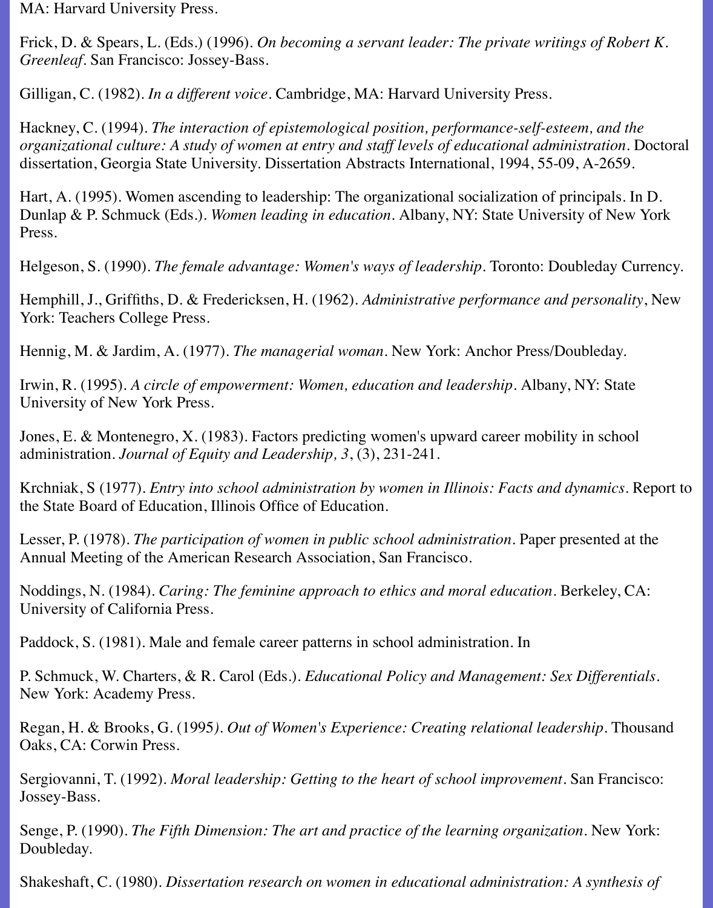MA: Harvard University Press.

Frick, D. & Spears, L. (Eds.) (1996). *On becoming a servant leader: The private writings of Robert K. Greenleaf*. San Francisco: Jossey-Bass.

Gilligan, C. (1982). *In a different voice*. Cambridge, MA: Harvard University Press.

Hackney, C. (1994). *The interaction of epistemological position, performance-self-esteem, and the organizational culture: A study of women at entry and staff levels of educational administration*. Doctoral dissertation, Georgia State University. Dissertation Abstracts International, 1994, 55-09, A-2659.

Hart, A. (1995). Women ascending to leadership: The organizational socialization of principals. In D. Dunlap & P. Schmuck (Eds.). *Women leading in education*. Albany, NY: State University of New York Press.

Helgeson, S. (1990). *The female advantage: Women's ways of leadership*. Toronto: Doubleday Currency.

Hemphill, J., Griffiths, D. & Fredericksen, H. (1962). *Administrative performance and personality*, New York: Teachers College Press.

Hennig, M. & Jardim, A. (1977). *The managerial woman*. New York: Anchor Press/Doubleday.

Irwin, R. (1995). *A circle of empowerment: Women, education and leadership*. Albany, NY: State University of New York Press.

Jones, E. & Montenegro, X. (1983). Factors predicting women's upward career mobility in school administration. *Journal of Equity and Leadership, 3*, (3), 231-241.

Krchniak, S (1977). *Entry into school administration by women in Illinois: Facts and dynamics*. Report to the State Board of Education, Illinois Office of Education.

Lesser, P. (1978). *The participation of women in public school administration*. Paper presented at the Annual Meeting of the American Research Association, San Francisco.

Noddings, N. (1984). *Caring: The feminine approach to ethics and moral education*. Berkeley, CA: University of California Press.

Paddock, S. (1981). Male and female career patterns in school administration. In

P. Schmuck, W. Charters, & R. Carol (Eds.). *Educational Policy and Management: Sex Differentials*. New York: Academy Press.

Regan, H. & Brooks, G. (1995). *Out of Women's Experience: Creating relational leadership*. Thousand Oaks, CA: Corwin Press.

Sergiovanni, T. (1992). *Moral leadership: Getting to the heart of school improvement*. San Francisco: Jossey-Bass.

Senge, P. (1990). *The Fifth Dimension: The art and practice of the learning organization*. New York: Doubleday.

Shakeshaft, C. (1980). *Dissertation research on women in educational administration: A synthesis of*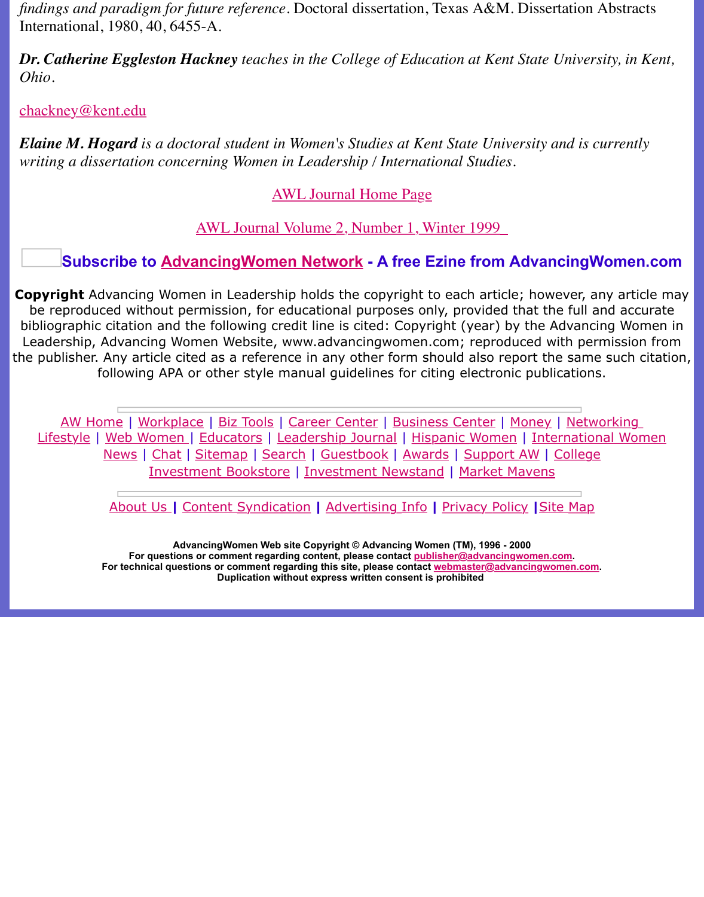*findings and paradigm for future reference*. Doctoral dissertation, Texas A&M. Dissertation Abstracts International, 1980, 40, 6455-A.

***Dr. Catherine Eggleston Hackney*** *teaches in the College of Education at Kent State University, in Kent, Ohio.*

chackney@kent.edu

***Elaine M. Hogard*** *is a doctoral student in Women's Studies at Kent State University and is currently writing a dissertation concerning Women in Leadership / International Studies.*

AWL Journal Home Page

AWL Journal Volume 2, Number 1, Winter 1999

**Subscribe to AdvancingWomen Network - A free Ezine from AdvancingWomen.com**

**Copyright** Advancing Women in Leadership holds the copyright to each article; however, any article may be reproduced without permission, for educational purposes only, provided that the full and accurate bibliographic citation and the following credit line is cited: Copyright (year) by the Advancing Women in Leadership, Advancing Women Website, www.advancingwomen.com; reproduced with permission from the publisher. Any article cited as a reference in any other form should also report the same such citation, following APA or other style manual guidelines for citing electronic publications.

---

AW Home | Workplace | Biz Tools | Career Center | Business Center | Money | Networking Lifestyle | Web Women | Educators | Leadership Journal | Hispanic Women | International Women News | Chat | Sitemap | Search | Guestbook | Awards | Support AW | College Investment Bookstore | Investment Newstand | Market Mavens

---

About Us | Content Syndication | Advertising Info | Privacy Policy | Site Map

**AdvancingWomen Web site Copyright © Advancing Women (TM), 1996 - 2000**
**For questions or comment regarding content, please contact publisher@advancingwomen.com.**
**For technical questions or comment regarding this site, please contact webmaster@advancingwomen.com.**
**Duplication without express written consent is prohibited**